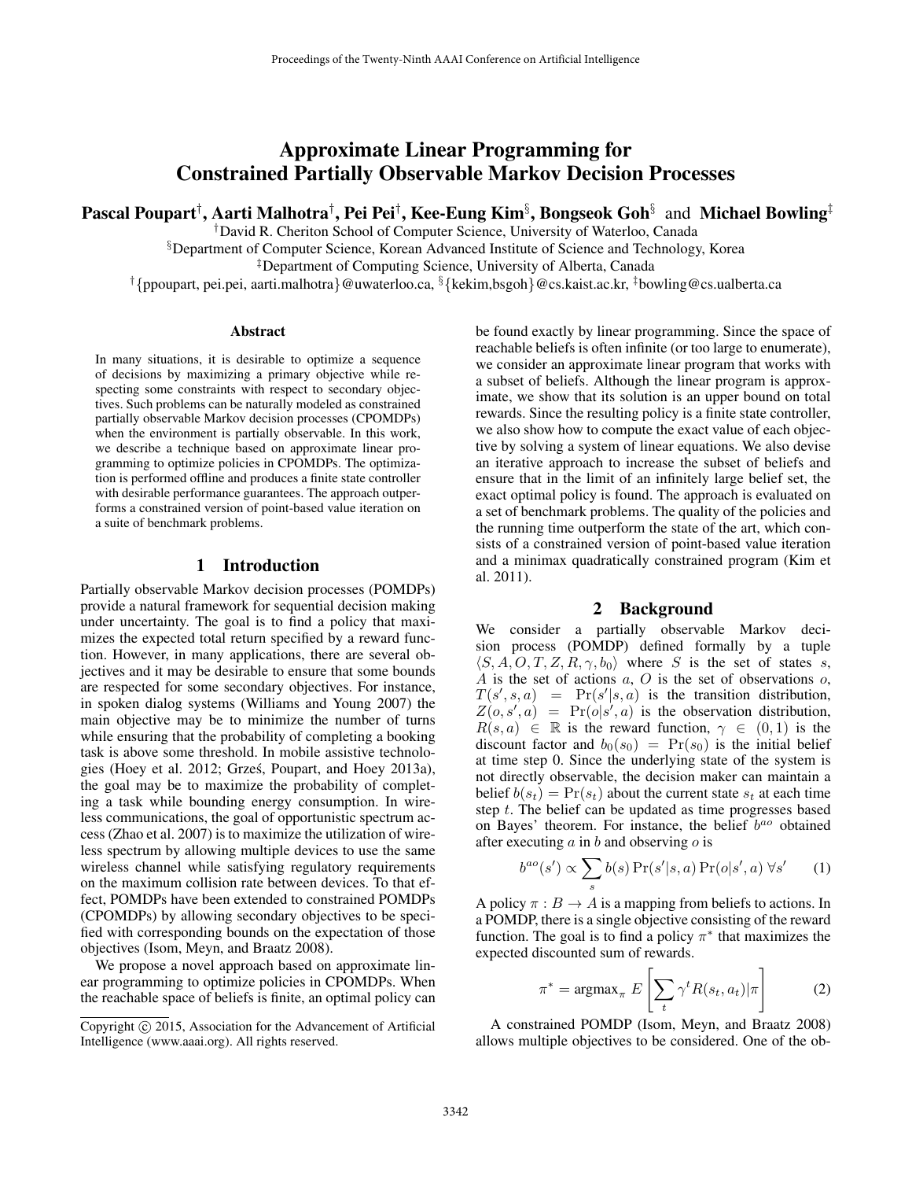# Approximate Linear Programming for Constrained Partially Observable Markov Decision Processes

**Pascal Poupart[†], Aarti Malhotra[†], Pei Pei[†], Kee-Eung Kim[§], Bongseok Goh[§] and Michael Bowling[‡]**

[†]David R. Cheriton School of Computer Science, University of Waterloo, Canada
[§]Department of Computer Science, Korean Advanced Institute of Science and Technology, Korea
[‡]Department of Computing Science, University of Alberta, Canada
[†]{ppoupart, pei.pei, aarti.malhotra}@uwaterloo.ca, [§]{kekim,bsgoh}@cs.kaist.ac.kr, [‡]bowling@cs.ualberta.ca

### Abstract

In many situations, it is desirable to optimize a sequence of decisions by maximizing a primary objective while respecting some constraints with respect to secondary objectives. Such problems can be naturally modeled as constrained partially observable Markov decision processes (CPOMDPs) when the environment is partially observable. In this work, we describe a technique based on approximate linear programming to optimize policies in CPOMDPs. The optimization is performed offline and produces a finite state controller with desirable performance guarantees. The approach outperforms a constrained version of point-based value iteration on a suite of benchmark problems.

## 1 Introduction

Partially observable Markov decision processes (POMDPs) provide a natural framework for sequential decision making under uncertainty. The goal is to find a policy that maximizes the expected total return specified by a reward function. However, in many applications, there are several objectives and it may be desirable to ensure that some bounds are respected for some secondary objectives. For instance, in spoken dialog systems (Williams and Young 2007) the main objective may be to minimize the number of turns while ensuring that the probability of completing a booking task is above some threshold. In mobile assistive technologies (Hoey et al. 2012; Grześ, Poupart, and Hoey 2013a), the goal may be to maximize the probability of completing a task while bounding energy consumption. In wireless communications, the goal of opportunistic spectrum access (Zhao et al. 2007) is to maximize the utilization of wireless spectrum by allowing multiple devices to use the same wireless channel while satisfying regulatory requirements on the maximum collision rate between devices. To that effect, POMDPs have been extended to constrained POMDPs (CPOMDPs) by allowing secondary objectives to be specified with corresponding bounds on the expectation of those objectives (Isom, Meyn, and Braatz 2008).

We propose a novel approach based on approximate linear programming to optimize policies in CPOMDPs. When the reachable space of beliefs is finite, an optimal policy can be found exactly by linear programming. Since the space of reachable beliefs is often infinite (or too large to enumerate), we consider an approximate linear program that works with a subset of beliefs. Although the linear program is approximate, we show that its solution is an upper bound on total rewards. Since the resulting policy is a finite state controller, we also show how to compute the exact value of each objective by solving a system of linear equations. We also devise an iterative approach to increase the subset of beliefs and ensure that in the limit of an infinitely large belief set, the exact optimal policy is found. The approach is evaluated on a set of benchmark problems. The quality of the policies and the running time outperform the state of the art, which consists of a constrained version of point-based value iteration and a minimax quadratically constrained program (Kim et al. 2011).

## 2 Background

We consider a partially observable Markov decision process (POMDP) defined formally by a tuple $\langle S, A, O, T, Z, R, \gamma, b_0 \rangle$ where $S$ is the set of states $s$, $A$ is the set of actions $a$, $O$ is the set of observations $o$, $T(s', s, a) = \Pr(s'|s, a)$ is the transition distribution, $Z(o, s', a) = \Pr(o|s', a)$ is the observation distribution, $R(s, a) \in \mathbb{R}$ is the reward function, $\gamma \in (0, 1)$ is the discount factor and $b_0(s_0) = \Pr(s_0)$ is the initial belief at time step 0. Since the underlying state of the system is not directly observable, the decision maker can maintain a belief $b(s_t) = \Pr(s_t)$ about the current state $s_t$ at each time step $t$. The belief can be updated as time progresses based on Bayes' theorem. For instance, the belief $b^{ao}$ obtained after executing $a$ in $b$ and observing $o$ is

$$b^{ao}(s') \propto \sum_s b(s) \Pr(s'|s, a) \Pr(o|s', a) \;\forall s' \tag{1}$$

A policy $\pi : B \to A$ is a mapping from beliefs to actions. In a POMDP, there is a single objective consisting of the reward function. The goal is to find a policy $\pi^*$ that maximizes the expected discounted sum of rewards.

$$\pi^* = \text{argmax}_\pi \; E\left[\sum_t \gamma^t R(s_t, a_t) | \pi\right] \tag{2}$$

A constrained POMDP (Isom, Meyn, and Braatz 2008) allows multiple objectives to be considered. One of the ob-

Copyright © 2015, Association for the Advancement of Artificial Intelligence (www.aaai.org). All rights reserved.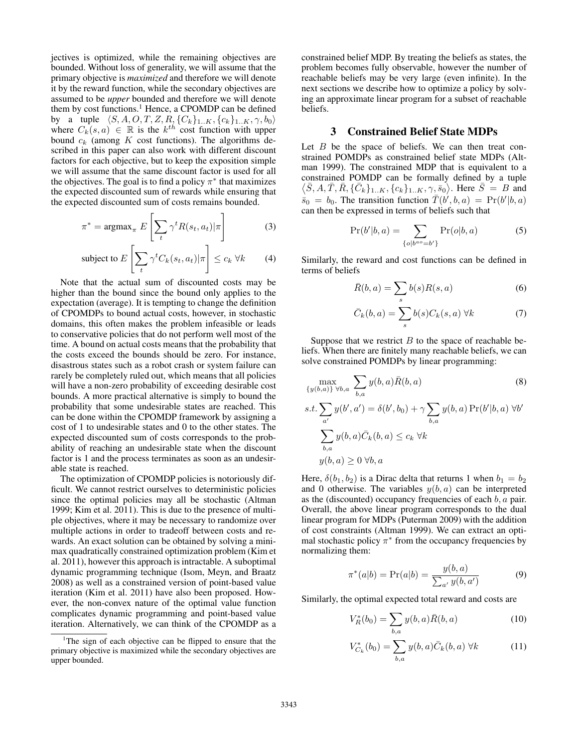jectives is optimized, while the remaining objectives are bounded. Without loss of generality, we will assume that the primary objective is *maximized* and therefore we will denote it by the reward function, while the secondary objectives are assumed to be *upper* bounded and therefore we will denote them by cost functions.[1] Hence, a CPOMDP can be defined by a tuple $\langle S, A, O, T, Z, R, \{C_k\}_{1..K}, \{c_k\}_{1..K}, \gamma, b_0 \rangle$ where $C_k(s, a) \in \mathbb{R}$ is the $k^{th}$ cost function with upper bound $c_k$ (among $K$ cost functions). The algorithms described in this paper can also work with different discount factors for each objective, but to keep the exposition simple we will assume that the same discount factor is used for all the objectives. The goal is to find a policy $\pi^*$ that maximizes the expected discounted sum of rewards while ensuring that the expected discounted sum of costs remains bounded.

$$\pi^* = \text{argmax}_\pi \; E\left[\sum_t \gamma^t R(s_t, a_t) | \pi\right] \tag{3}$$

$$\text{subject to } E\left[\sum_t \gamma^t C_k(s_t, a_t) | \pi\right] \leq c_k \;\forall k \tag{4}$$

Note that the actual sum of discounted costs may be higher than the bound since the bound only applies to the expectation (average). It is tempting to change the definition of CPOMDPs to bound actual costs, however, in stochastic domains, this often makes the problem infeasible or leads to conservative policies that do not perform well most of the time. A bound on actual costs means that the probability that the costs exceed the bounds should be zero. For instance, disastrous states such as a robot crash or system failure can rarely be completely ruled out, which means that all policies will have a non-zero probability of exceeding desirable cost bounds. A more practical alternative is simply to bound the probability that some undesirable states are reached. This can be done within the CPOMDP framework by assigning a cost of 1 to undesirable states and 0 to the other states. The expected discounted sum of costs corresponds to the probability of reaching an undesirable state when the discount factor is 1 and the process terminates as soon as an undesirable state is reached.

The optimization of CPOMDP policies is notoriously difficult. We cannot restrict ourselves to deterministic policies since the optimal policies may all be stochastic (Altman 1999; Kim et al. 2011). This is due to the presence of multiple objectives, where it may be necessary to randomize over multiple actions in order to tradeoff between costs and rewards. An exact solution can be obtained by solving a minimax quadratically constrained optimization problem (Kim et al. 2011), however this approach is intractable. A suboptimal dynamic programming technique (Isom, Meyn, and Braatz 2008) as well as a constrained version of point-based value iteration (Kim et al. 2011) have also been proposed. However, the non-convex nature of the optimal value function complicates dynamic programming and point-based value iteration. Alternatively, we can think of the CPOMDP as a constrained belief MDP. By treating the beliefs as states, the problem becomes fully observable, however the number of reachable beliefs may be very large (even infinite). In the next sections we describe how to optimize a policy by solving an approximate linear program for a subset of reachable beliefs.

[1] The sign of each objective can be flipped to ensure that the primary objective is maximized while the secondary objectives are upper bounded.

## 3 Constrained Belief State MDPs

Let $B$ be the space of beliefs. We can then treat constrained POMDPs as constrained belief state MDPs (Altman 1999). The constrained MDP that is equivalent to a constrained POMDP can be formally defined by a tuple $\langle \bar{S}, A, \bar{T}, \bar{R}, \{\bar{C}_k\}_{1..K}, \{c_k\}_{1..K}, \gamma, \bar{s}_0 \rangle$. Here $\bar{S} = B$ and $\bar{s}_0 = b_0$. The transition function $\bar{T}(b', b, a) = \Pr(b'|b, a)$ can then be expressed in terms of beliefs such that

$$\Pr(b'|b, a) = \sum_{\{o | b^{ao} = b'\}} \Pr(o|b, a) \tag{5}$$

Similarly, the reward and cost functions can be defined in terms of beliefs

$$\bar{R}(b, a) = \sum_s b(s) R(s, a) \tag{6}$$

$$\bar{C}_k(b, a) = \sum_s b(s) C_k(s, a) \;\forall k \tag{7}$$

Suppose that we restrict $B$ to the space of reachable beliefs. When there are finitely many reachable beliefs, we can solve constrained POMDPs by linear programming:

$$\max_{\{y(b,a)\}\;\forall b,a} \; \sum_{b,a} y(b, a) \bar{R}(b, a) \tag{8}$$

$$s.t. \sum_{a'} y(b', a') = \delta(b', b_0) + \gamma \sum_{b,a} y(b, a) \Pr(b'|b, a) \;\forall b'$$

$$\sum_{b,a} y(b, a) \bar{C}_k(b, a) \leq c_k \;\forall k$$

$$y(b, a) \geq 0 \;\forall b, a$$

Here, $\delta(b_1, b_2)$ is a Dirac delta that returns 1 when $b_1 = b_2$ and 0 otherwise. The variables $y(b, a)$ can be interpreted as the (discounted) occupancy frequencies of each $b, a$ pair. Overall, the above linear program corresponds to the dual linear program for MDPs (Puterman 2009) with the addition of cost constraints (Altman 1999). We can extract an optimal stochastic policy $\pi^*$ from the occupancy frequencies by normalizing them:

$$\pi^*(a|b) = \Pr(a|b) = \frac{y(b, a)}{\sum_{a'} y(b, a')} \tag{9}$$

Similarly, the optimal expected total reward and costs are

$$V^*_{\bar{R}}(b_0) = \sum_{b,a} y(b, a) \bar{R}(b, a) \tag{10}$$

$$V^*_{\bar{C}_k}(b_0) = \sum_{b,a} y(b, a) \bar{C}_k(b, a) \;\forall k \tag{11}$$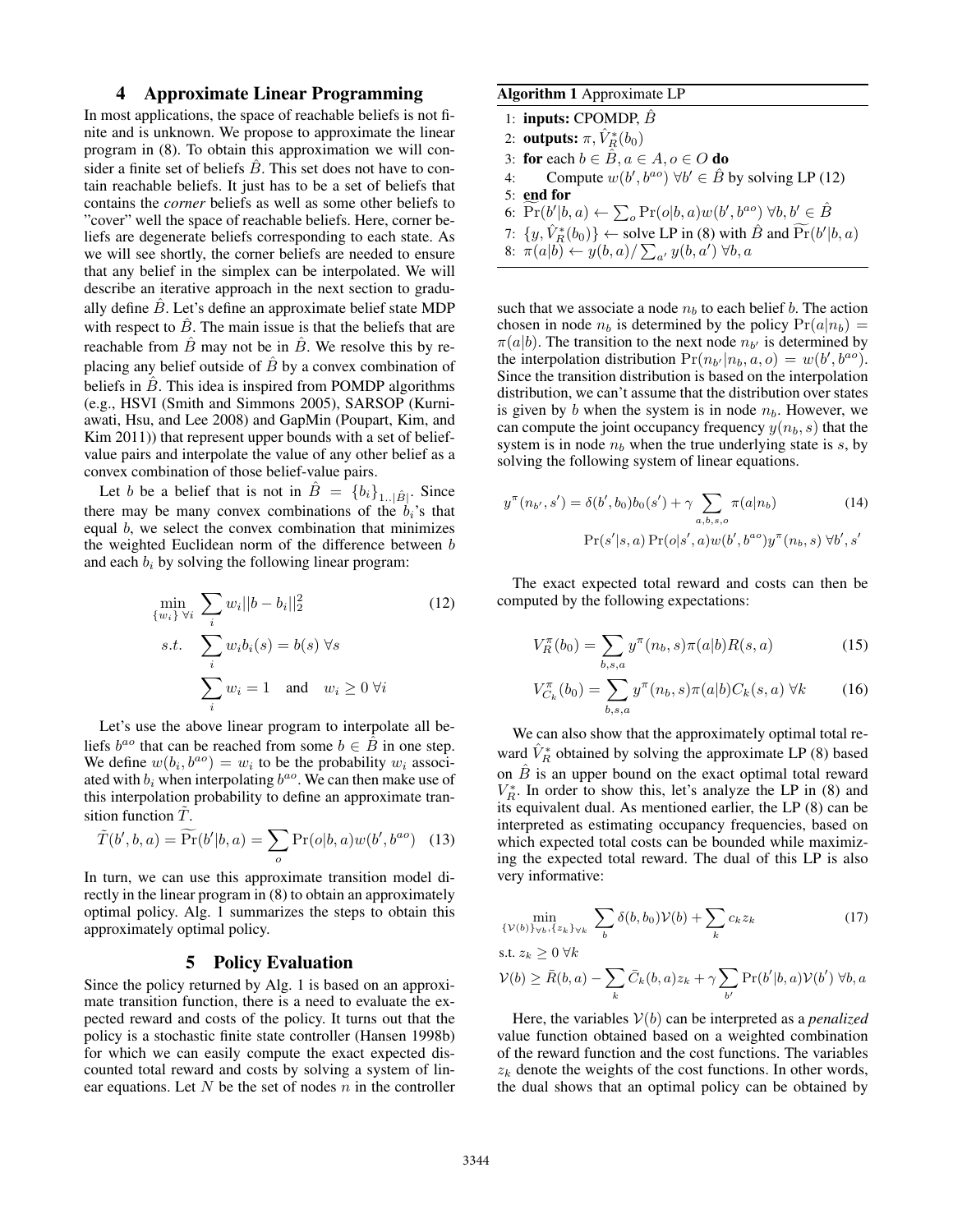## 4 Approximate Linear Programming

In most applications, the space of reachable beliefs is not finite and is unknown. We propose to approximate the linear program in (8). To obtain this approximation we will consider a finite set of beliefs $\hat{B}$. This set does not have to contain reachable beliefs. It just has to be a set of beliefs that contains the *corner* beliefs as well as some other beliefs to "cover" well the space of reachable beliefs. Here, corner beliefs are degenerate beliefs corresponding to each state. As we will see shortly, the corner beliefs are needed to ensure that any belief in the simplex can be interpolated. We will describe an iterative approach in the next section to gradually define $\hat{B}$. Let's define an approximate belief state MDP with respect to $\hat{B}$. The main issue is that the beliefs that are reachable from $\hat{B}$ may not be in $\hat{B}$. We resolve this by replacing any belief outside of $\hat{B}$ by a convex combination of beliefs in $\hat{B}$. This idea is inspired from POMDP algorithms (e.g., HSVI (Smith and Simmons 2005), SARSOP (Kurniawati, Hsu, and Lee 2008) and GapMin (Poupart, Kim, and Kim 2011)) that represent upper bounds with a set of belief-value pairs and interpolate the value of any other belief as a convex combination of those belief-value pairs.

Let $b$ be a belief that is not in $\hat{B} = \{b_i\}_{1..|\hat{B}|}$. Since there may be many convex combinations of the $b_i$'s that equal $b$, we select the convex combination that minimizes the weighted Euclidean norm of the difference between $b$ and each $b_i$ by solving the following linear program:

$$
\begin{aligned}
\min_{\{w_i\}\ \forall i} \quad & \sum_i w_i ||b - b_i||_2^2 \\
s.t. \quad & \sum_i w_i b_i(s) = b(s) \ \forall s \\
& \sum_i w_i = 1 \quad \text{and} \quad w_i \geq 0 \ \forall i
\end{aligned}
\tag{12}
$$

Let's use the above linear program to interpolate all beliefs $b^{ao}$ that can be reached from some $b \in \hat{B}$ in one step. We define $w(b_i, b^{ao}) = w_i$ to be the probability $w_i$ associated with $b_i$ when interpolating $b^{ao}$. We can then make use of this interpolation probability to define an approximate transition function $\tilde{T}$.

$$
\tilde{T}(b', b, a) = \widetilde{\Pr}(b'|b, a) = \sum_o \Pr(o|b, a) w(b', b^{ao}) \tag{13}
$$

In turn, we can use this approximate transition model directly in the linear program in (8) to obtain an approximately optimal policy. Alg. 1 summarizes the steps to obtain this approximately optimal policy.

**Algorithm 1** Approximate LP

1: **inputs:** CPOMDP, $\hat{B}$
2: **outputs:** $\pi, \hat{V}_R^*(b_0)$
3: **for** each $b \in \hat{B}, a \in A, o \in O$ **do**
4: &nbsp;&nbsp;&nbsp;&nbsp;Compute $w(b', b^{ao})\ \forall b' \in \hat{B}$ by solving LP (12)
5: **end for**
6: $\widetilde{\Pr}(b'|b, a) \leftarrow \sum_o \Pr(o|b, a) w(b', b^{ao})\ \forall b, b' \in \hat{B}$
7: $\{y, \hat{V}_R^*(b_0)\} \leftarrow$ solve LP in (8) with $\hat{B}$ and $\widetilde{\Pr}(b'|b, a)$
8: $\pi(a|b) \leftarrow y(b, a)/\sum_{a'} y(b, a')\ \forall b, a$

## 5 Policy Evaluation

Since the policy returned by Alg. 1 is based on an approximate transition function, there is a need to evaluate the expected reward and costs of the policy. It turns out that the policy is a stochastic finite state controller (Hansen 1998b) for which we can easily compute the exact expected discounted total reward and costs by solving a system of linear equations. Let $N$ be the set of nodes $n$ in the controller such that we associate a node $n_b$ to each belief $b$. The action chosen in node $n_b$ is determined by the policy $\Pr(a|n_b) = \pi(a|b)$. The transition to the next node $n_{b'}$ is determined by the interpolation distribution $\Pr(n_{b'}|n_b, a, o) = w(b', b^{ao})$. Since the transition distribution is based on the interpolation distribution, we can't assume that the distribution over states is given by $b$ when the system is in node $n_b$. However, we can compute the joint occupancy frequency $y(n_b, s)$ that the system is in node $n_b$ when the true underlying state is $s$, by solving the following system of linear equations.

$$
\begin{aligned}
y^\pi(n_{b'}, s') = \delta(b', b_0) b_0(s') + \gamma \sum_{a,b,s,o} \pi(a|n_b) \\
\Pr(s'|s, a) \Pr(o|s', a) w(b', b^{ao}) y^\pi(n_b, s)\ \forall b', s'
\end{aligned}
\tag{14}
$$

The exact expected total reward and costs can then be computed by the following expectations:

$$
V_R^\pi(b_0) = \sum_{b,s,a} y^\pi(n_b, s) \pi(a|b) R(s, a) \tag{15}
$$

$$
V_{C_k}^\pi(b_0) = \sum_{b,s,a} y^\pi(n_b, s) \pi(a|b) C_k(s, a)\ \forall k \tag{16}
$$

We can also show that the approximately optimal total reward $\hat{V}_R^*$ obtained by solving the approximate LP (8) based on $\hat{B}$ is an upper bound on the exact optimal total reward $V_R^*$. In order to show this, let's analyze the LP in (8) and its equivalent dual. As mentioned earlier, the LP (8) can be interpreted as estimating occupancy frequencies, based on which expected total costs can be bounded while maximizing the expected total reward. The dual of this LP is also very informative:

$$
\begin{aligned}
\min_{\{\mathcal{V}(b)\}_{\forall b}, \{z_k\}_{\forall k}} \quad & \sum_b \delta(b, b_0)\mathcal{V}(b) + \sum_k c_k z_k \\
\text{s.t. } & z_k \geq 0\ \forall k \\
& \mathcal{V}(b) \geq \bar{R}(b, a) - \sum_k \bar{C}_k(b, a) z_k + \gamma \sum_{b'} \Pr(b'|b, a)\mathcal{V}(b')\ \forall b, a
\end{aligned}
\tag{17}
$$

Here, the variables $\mathcal{V}(b)$ can be interpreted as a *penalized* value function obtained based on a weighted combination of the reward function and the cost functions. The variables $z_k$ denote the weights of the cost functions. In other words, the dual shows that an optimal policy can be obtained by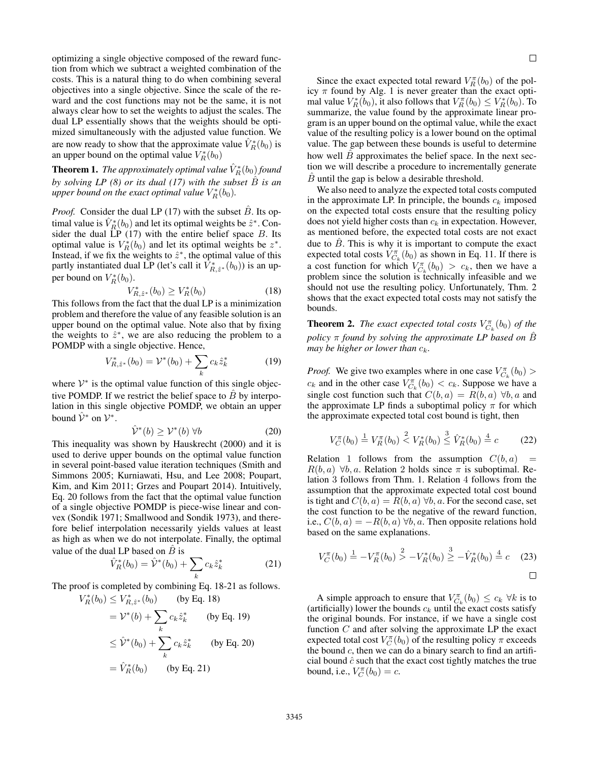optimizing a single objective composed of the reward function from which we subtract a weighted combination of the costs. This is a natural thing to do when combining several objectives into a single objective. Since the scale of the reward and the cost functions may not be the same, it is not always clear how to set the weights to adjust the scales. The dual LP essentially shows that the weights should be optimized simultaneously with the adjusted value function. We are now ready to show that the approximate value $\hat{V}_R^*(b_0)$ is an upper bound on the optimal value $V_R^*(b_0)$

**Theorem 1.** *The approximately optimal value $\hat{V}_R^*(b_0)$ found by solving LP (8) or its dual (17) with the subset $\hat{B}$ is an upper bound on the exact optimal value $V_R^*(b_0)$.*

*Proof.* Consider the dual LP (17) with the subset $\hat{B}$. Its optimal value is $\hat{V}_R^*(b_0)$ and let its optimal weights be $\hat{z}^*$. Consider the dual LP (17) with the entire belief space $B$. Its optimal value is $V_R^*(b_0)$ and let its optimal weights be $z^*$. Instead, if we fix the weights to $\hat{z}^*$, the optimal value of this partly instantiated dual LP (let's call it $V_{R,\hat{z}^*}^*(b_0)$) is an upper bound on $V_R^*(b_0)$.

$$V_{R,\hat{z}^*}^*(b_0) \geq V_R^*(b_0) \tag{18}$$

This follows from the fact that the dual LP is a minimization problem and therefore the value of any feasible solution is an upper bound on the optimal value. Note also that by fixing the weights to $\hat{z}^*$, we are also reducing the problem to a POMDP with a single objective. Hence,

$$V_{R,\hat{z}^*}^*(b_0) = \mathcal{V}^*(b_0) + \sum_k c_k \hat{z}_k^* \tag{19}$$

where $\mathcal{V}^*$ is the optimal value function of this single objective POMDP. If we restrict the belief space to $\hat{B}$ by interpolation in this single objective POMDP, we obtain an upper bound $\hat{\mathcal{V}}^*$ on $\mathcal{V}^*$.

$$\hat{\mathcal{V}}^*(b) \geq \mathcal{V}^*(b) \;\forall b \tag{20}$$

This inequality was shown by Hauskrecht (2000) and it is used to derive upper bounds on the optimal value function in several point-based value iteration techniques (Smith and Simmons 2005; Kurniawati, Hsu, and Lee 2008; Poupart, Kim, and Kim 2011; Grzes and Poupart 2014). Intuitively, Eq. 20 follows from the fact that the optimal value function of a single objective POMDP is piece-wise linear and convex (Sondik 1971; Smallwood and Sondik 1973), and therefore belief interpolation necessarily yields values at least as high as when we do not interpolate. Finally, the optimal value of the dual LP based on $\hat{B}$ is

$$\hat{V}_R^*(b_0) = \hat{\mathcal{V}}^*(b_0) + \sum_k c_k \hat{z}_k^* \tag{21}$$

The proof is completed by combining Eq. 18-21 as follows.

$$\begin{aligned}
V_R^*(b_0) &\leq V_{R,\hat{z}^*}^*(b_0) \qquad \text{(by Eq. 18)} \\
&= \mathcal{V}^*(b) + \sum_k c_k \hat{z}_k^* \qquad \text{(by Eq. 19)} \\
&\leq \hat{\mathcal{V}}^*(b_0) + \sum_k c_k \hat{z}_k^* \qquad \text{(by Eq. 20)} \\
&= \hat{V}_R^*(b_0) \qquad \text{(by Eq. 21)}
\end{aligned}$$

□

Since the exact expected total reward $V_R^\pi(b_0)$ of the policy $\pi$ found by Alg. 1 is never greater than the exact optimal value $V_R^*(b_0)$, it also follows that $V_R^\pi(b_0) \leq V_R^*(b_0)$. To summarize, the value found by the approximate linear program is an upper bound on the optimal value, while the exact value of the resulting policy is a lower bound on the optimal value. The gap between these bounds is useful to determine how well $\hat{B}$ approximates the belief space. In the next section we will describe a procedure to incrementally generate $\hat{B}$ until the gap is below a desirable threshold.

We also need to analyze the expected total costs computed in the approximate LP. In principle, the bounds $c_k$ imposed on the expected total costs ensure that the resulting policy does not yield higher costs than $c_k$ in expectation. However, as mentioned before, the expected total costs are not exact due to $\hat{B}$. This is why it is important to compute the exact expected total costs $V_{C_k}^\pi(b_0)$ as shown in Eq. 11. If there is a cost function for which $V_{C_k}^\pi(b_0) > c_k$, then we have a problem since the solution is technically infeasible and we should not use the resulting policy. Unfortunately, Thm. 2 shows that the exact expected total costs may not satisfy the bounds.

**Theorem 2.** *The exact expected total costs $V_{C_k}^\pi(b_0)$ of the policy $\pi$ found by solving the approximate LP based on $\hat{B}$ may be higher or lower than $c_k$.*

*Proof.* We give two examples where in one case $V_{C_k}^\pi(b_0) > c_k$ and in the other case $V_{C_k}^\pi(b_0) < c_k$. Suppose we have a single cost function such that $C(b,a) = R(b,a) \;\forall b,a$ and the approximate LP finds a suboptimal policy $\pi$ for which the approximate expected total cost bound is tight, then

$$V_C^\pi(b_0) \stackrel{1}{=} V_R^\pi(b_0) \stackrel{2}{<} V_R^*(b_0) \stackrel{3}{\leq} \hat{V}_R^*(b_0) \stackrel{4}{=} c \tag{22}$$

Relation 1 follows from the assumption $C(b,a) = R(b,a) \;\forall b,a$. Relation 2 holds since $\pi$ is suboptimal. Relation 3 follows from Thm. 1. Relation 4 follows from the assumption that the approximate expected total cost bound is tight and $C(b,a) = R(b,a) \;\forall b,a$. For the second case, set the cost function to be the negative of the reward function, i.e., $C(b,a) = -R(b,a) \;\forall b,a$. Then opposite relations hold based on the same explanations.

$$V_C^\pi(b_0) \stackrel{1}{=} -V_R^\pi(b_0) \stackrel{2}{>} -V_R^*(b_0) \stackrel{3}{\geq} -\hat{V}_R^*(b_0) \stackrel{4}{=} c \tag{23}$$

□

A simple approach to ensure that $V_{C_k}^\pi(b_0) \leq c_k \;\forall k$ is to (artificially) lower the bounds $c_k$ until the exact costs satisfy the original bounds. For instance, if we have a single cost function $C$ and after solving the approximate LP the exact expected total cost $V_C^\pi(b_0)$ of the resulting policy $\pi$ exceeds the bound $c$, then we can do a binary search to find an artificial bound $\hat{c}$ such that the exact cost tightly matches the true bound, i.e., $V_C^\pi(b_0) = c$.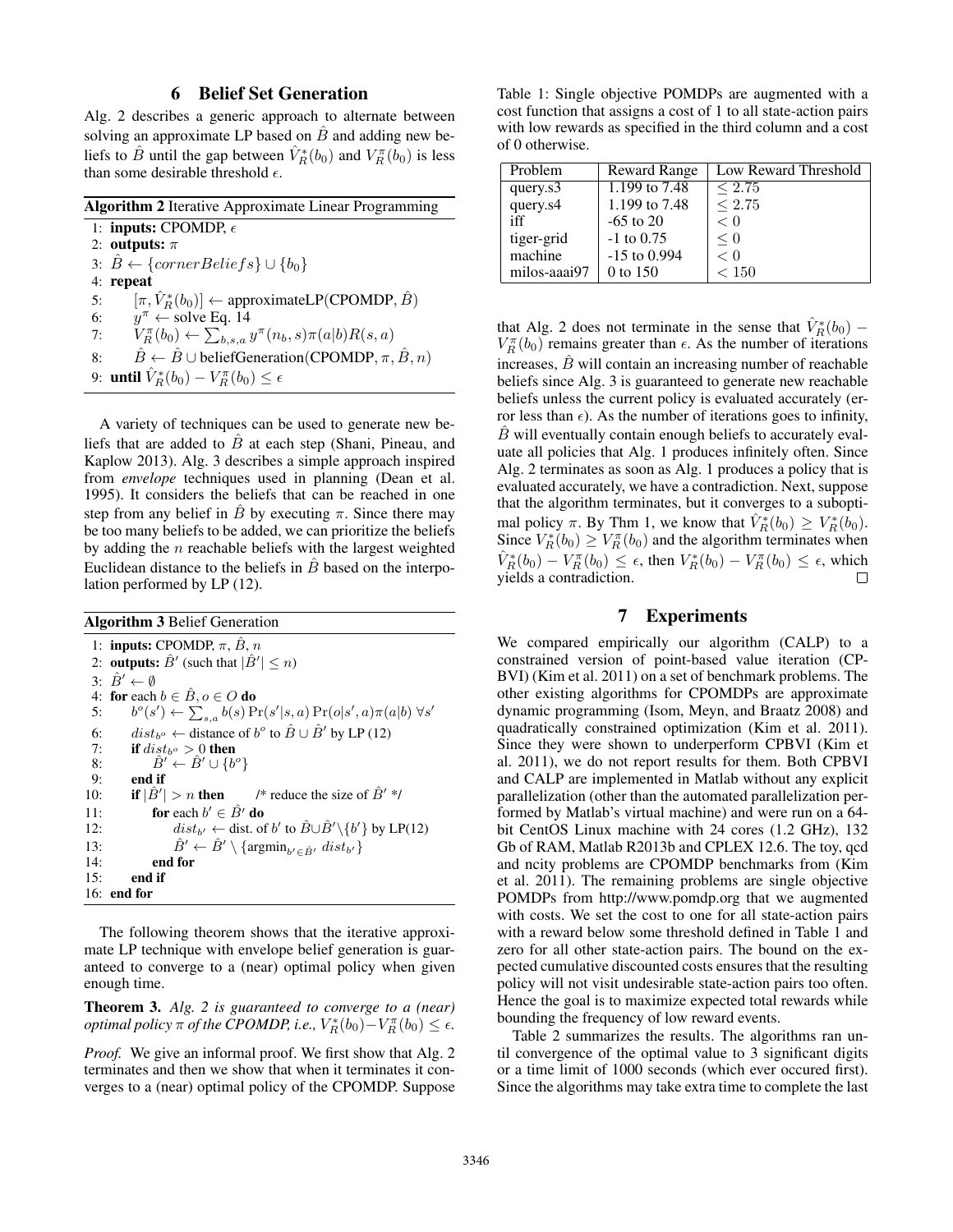## 6 Belief Set Generation

Alg. 2 describes a generic approach to alternate between solving an approximate LP based on $\hat{B}$ and adding new beliefs to $\hat{B}$ until the gap between $\hat{V}_R^*(b_0)$ and $V_R^\pi(b_0)$ is less than some desirable threshold $\epsilon$.

**Algorithm 2** Iterative Approximate Linear Programming

```
1: inputs: CPOMDP, ε
2: outputs: π
3: B̂ ← {cornerBeliefs} ∪ {b_0}
4: repeat
5:     [π, V̂*_R(b_0)] ← approximateLP(CPOMDP, B̂)
6:     y^π ← solve Eq. 14
7:     V^π_R(b_0) ← Σ_{b,s,a} y^π(n_b, s) π(a|b) R(s, a)
8:     B̂ ← B̂ ∪ beliefGeneration(CPOMDP, π, B̂, n)
9: until V̂*_R(b_0) − V^π_R(b_0) ≤ ε
```

A variety of techniques can be used to generate new beliefs that are added to $\hat{B}$ at each step (Shani, Pineau, and Kaplow 2013). Alg. 3 describes a simple approach inspired from *envelope* techniques used in planning (Dean et al. 1995). It considers the beliefs that can be reached in one step from any belief in $\hat{B}$ by executing $\pi$. Since there may be too many beliefs to be added, we can prioritize the beliefs by adding the $n$ reachable beliefs with the largest weighted Euclidean distance to the beliefs in $\hat{B}$ based on the interpolation performed by LP (12).

**Algorithm 3** Belief Generation

```
1: inputs: CPOMDP, π, B̂, n
2: outputs: B̂' (such that |B̂'| ≤ n)
3: B̂' ← ∅
4: for each b ∈ B̂, o ∈ O do
5:     b^o(s') ← Σ_{s,a} b(s) Pr(s'|s, a) Pr(o|s', a) π(a|b) ∀s'
6:     dist_{b^o} ← distance of b^o to B̂ ∪ B̂' by LP (12)
7:     if dist_{b^o} > 0 then
8:         B̂' ← B̂' ∪ {b^o}
9:     end if
10:    if |B̂'| > n then       /* reduce the size of B̂' */
11:        for each b' ∈ B̂' do
12:            dist_{b'} ← dist. of b' to B̂∪B̂'\{b'} by LP(12)
13:            B̂' ← B̂' \ {argmin_{b'∈B̂'} dist_{b'}}
14:        end for
15:    end if
16: end for
```

The following theorem shows that the iterative approximate LP technique with envelope belief generation is guaranteed to converge to a (near) optimal policy when given enough time.

**Theorem 3.** *Alg. 2 is guaranteed to converge to a (near) optimal policy $\pi$ of the CPOMDP, i.e., $V_R^*(b_0) - V_R^\pi(b_0) \leq \epsilon$.*

*Proof.* We give an informal proof. We first show that Alg. 2 terminates and then we show that when it terminates it converges to a (near) optimal policy of the CPOMDP. Suppose that Alg. 2 does not terminate in the sense that $\hat{V}_R^*(b_0) - V_R^\pi(b_0)$ remains greater than $\epsilon$. As the number of iterations increases, $\hat{B}$ will contain an increasing number of reachable beliefs since Alg. 3 is guaranteed to generate new reachable beliefs unless the current policy is evaluated accurately (error less than $\epsilon$). As the number of iterations goes to infinity, $\hat{B}$ will eventually contain enough beliefs to accurately evaluate all policies that Alg. 1 produces infinitely often. Since Alg. 2 terminates as soon as Alg. 1 produces a policy that is evaluated accurately, we have a contradiction. Next, suppose that the algorithm terminates, but it converges to a suboptimal policy $\pi$. By Thm 1, we know that $\hat{V}_R^*(b_0) \geq V_R^*(b_0)$. Since $V_R^*(b_0) \geq V_R^\pi(b_0)$ and the algorithm terminates when $\hat{V}_R^*(b_0) - V_R^\pi(b_0) \leq \epsilon$, then $V_R^*(b_0) - V_R^\pi(b_0) \leq \epsilon$, which yields a contradiction. □

Table 1: Single objective POMDPs are augmented with a cost function that assigns a cost of 1 to all state-action pairs with low rewards as specified in the third column and a cost of 0 otherwise.

| Problem | Reward Range | Low Reward Threshold |
|---|---|---|
| query.s3 | 1.199 to 7.48 | $\leq 2.75$ |
| query.s4 | 1.199 to 7.48 | $\leq 2.75$ |
| iff | -65 to 20 | $< 0$ |
| tiger-grid | -1 to 0.75 | $\leq 0$ |
| machine | -15 to 0.994 | $< 0$ |
| milos-aaai97 | 0 to 150 | $< 150$ |

## 7 Experiments

We compared empirically our algorithm (CALP) to a constrained version of point-based value iteration (CPBVI) (Kim et al. 2011) on a set of benchmark problems. The other existing algorithms for CPOMDPs are approximate dynamic programming (Isom, Meyn, and Braatz 2008) and quadratically constrained optimization (Kim et al. 2011). Since they were shown to underperform CPBVI (Kim et al. 2011), we do not report results for them. Both CPBVI and CALP are implemented in Matlab without any explicit parallelization (other than the automated parallelization performed by Matlab's virtual machine) and were run on a 64-bit CentOS Linux machine with 24 cores (1.2 GHz), 132 Gb of RAM, Matlab R2013b and CPLEX 12.6. The toy, qcd and ncity problems are CPOMDP benchmarks from (Kim et al. 2011). The remaining problems are single objective POMDPs from http://www.pomdp.org that we augmented with costs. We set the cost to one for all state-action pairs with a reward below some threshold defined in Table 1 and zero for all other state-action pairs. The bound on the expected cumulative discounted costs ensures that the resulting policy will not visit undesirable state-action pairs too often. Hence the goal is to maximize expected total rewards while bounding the frequency of low reward events.

Table 2 summarizes the results. The algorithms ran until convergence of the optimal value to 3 significant digits or a time limit of 1000 seconds (which ever occured first). Since the algorithms may take extra time to complete the last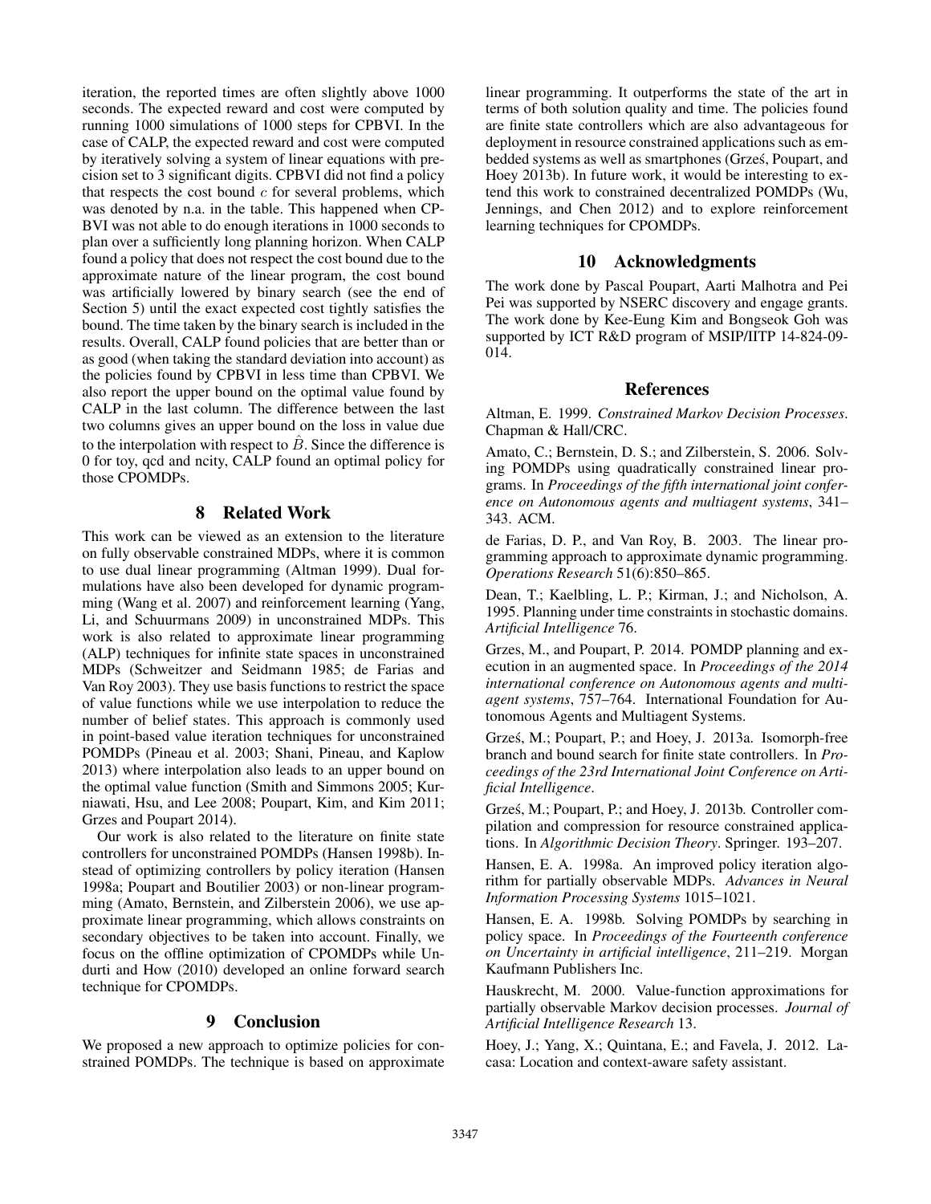iteration, the reported times are often slightly above 1000 seconds. The expected reward and cost were computed by running 1000 simulations of 1000 steps for CPBVI. In the case of CALP, the expected reward and cost were computed by iteratively solving a system of linear equations with precision set to 3 significant digits. CPBVI did not find a policy that respects the cost bound $c$ for several problems, which was denoted by n.a. in the table. This happened when CPBVI was not able to do enough iterations in 1000 seconds to plan over a sufficiently long planning horizon. When CALP found a policy that does not respect the cost bound due to the approximate nature of the linear program, the cost bound was artificially lowered by binary search (see the end of Section 5) until the exact expected cost tightly satisfies the bound. The time taken by the binary search is included in the results. Overall, CALP found policies that are better than or as good (when taking the standard deviation into account) as the policies found by CPBVI in less time than CPBVI. We also report the upper bound on the optimal value found by CALP in the last column. The difference between the last two columns gives an upper bound on the loss in value due to the interpolation with respect to $\hat{B}$. Since the difference is 0 for toy, qcd and ncity, CALP found an optimal policy for those CPOMDPs.

## 8 Related Work

This work can be viewed as an extension to the literature on fully observable constrained MDPs, where it is common to use dual linear programming (Altman 1999). Dual formulations have also been developed for dynamic programming (Wang et al. 2007) and reinforcement learning (Yang, Li, and Schuurmans 2009) in unconstrained MDPs. This work is also related to approximate linear programming (ALP) techniques for infinite state spaces in unconstrained MDPs (Schweitzer and Seidmann 1985; de Farias and Van Roy 2003). They use basis functions to restrict the space of value functions while we use interpolation to reduce the number of belief states. This approach is commonly used in point-based value iteration techniques for unconstrained POMDPs (Pineau et al. 2003; Shani, Pineau, and Kaplow 2013) where interpolation also leads to an upper bound on the optimal value function (Smith and Simmons 2005; Kurniawati, Hsu, and Lee 2008; Poupart, Kim, and Kim 2011; Grzes and Poupart 2014).

Our work is also related to the literature on finite state controllers for unconstrained POMDPs (Hansen 1998b). Instead of optimizing controllers by policy iteration (Hansen 1998a; Poupart and Boutilier 2003) or non-linear programming (Amato, Bernstein, and Zilberstein 2006), we use approximate linear programming, which allows constraints on secondary objectives to be taken into account. Finally, we focus on the offline optimization of CPOMDPs while Undurti and How (2010) developed an online forward search technique for CPOMDPs.

## 9 Conclusion

We proposed a new approach to optimize policies for constrained POMDPs. The technique is based on approximate linear programming. It outperforms the state of the art in terms of both solution quality and time. The policies found are finite state controllers which are also advantageous for deployment in resource constrained applications such as embedded systems as well as smartphones (Grześ, Poupart, and Hoey 2013b). In future work, it would be interesting to extend this work to constrained decentralized POMDPs (Wu, Jennings, and Chen 2012) and to explore reinforcement learning techniques for CPOMDPs.

## 10 Acknowledgments

The work done by Pascal Poupart, Aarti Malhotra and Pei Pei was supported by NSERC discovery and engage grants. The work done by Kee-Eung Kim and Bongseok Goh was supported by ICT R&D program of MSIP/IITP 14-824-09-014.

## References

Altman, E. 1999. *Constrained Markov Decision Processes*. Chapman & Hall/CRC.

Amato, C.; Bernstein, D. S.; and Zilberstein, S. 2006. Solving POMDPs using quadratically constrained linear programs. In *Proceedings of the fifth international joint conference on Autonomous agents and multiagent systems*, 341–343. ACM.

de Farias, D. P., and Van Roy, B. 2003. The linear programming approach to approximate dynamic programming. *Operations Research* 51(6):850–865.

Dean, T.; Kaelbling, L. P.; Kirman, J.; and Nicholson, A. 1995. Planning under time constraints in stochastic domains. *Artificial Intelligence* 76.

Grzes, M., and Poupart, P. 2014. POMDP planning and execution in an augmented space. In *Proceedings of the 2014 international conference on Autonomous agents and multiagent systems*, 757–764. International Foundation for Autonomous Agents and Multiagent Systems.

Grześ, M.; Poupart, P.; and Hoey, J. 2013a. Isomorph-free branch and bound search for finite state controllers. In *Proceedings of the 23rd International Joint Conference on Artificial Intelligence*.

Grześ, M.; Poupart, P.; and Hoey, J. 2013b. Controller compilation and compression for resource constrained applications. In *Algorithmic Decision Theory*. Springer. 193–207.

Hansen, E. A. 1998a. An improved policy iteration algorithm for partially observable MDPs. *Advances in Neural Information Processing Systems* 1015–1021.

Hansen, E. A. 1998b. Solving POMDPs by searching in policy space. In *Proceedings of the Fourteenth conference on Uncertainty in artificial intelligence*, 211–219. Morgan Kaufmann Publishers Inc.

Hauskrecht, M. 2000. Value-function approximations for partially observable Markov decision processes. *Journal of Artificial Intelligence Research* 13.

Hoey, J.; Yang, X.; Quintana, E.; and Favela, J. 2012. Lacasa: Location and context-aware safety assistant.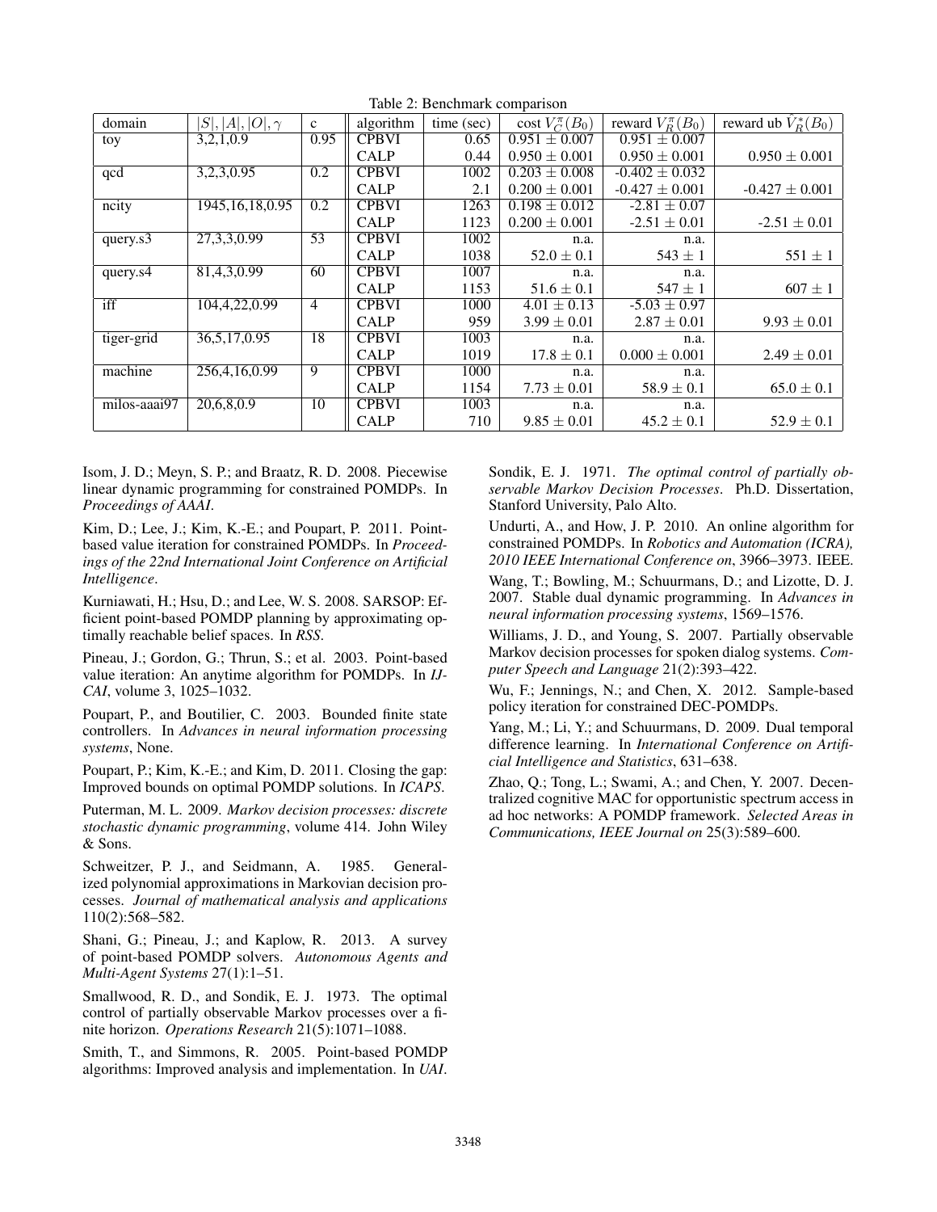Table 2: Benchmark comparison

| domain | $\|S\|, \|A\|, \|O\|, \gamma$ | c | algorithm | time (sec) | cost $V_C^\pi(B_0)$ | reward $V_R^\pi(B_0)$ | reward ub $\hat{V}_R^*(B_0)$ |
|---|---|---|---|---|---|---|---|
| toy | 3,2,1,0.9 | 0.95 | CPBVI | 0.65 | $0.951 \pm 0.007$ | $0.951 \pm 0.007$ | |
| | | | CALP | 0.44 | $0.950 \pm 0.001$ | $0.950 \pm 0.001$ | $0.950 \pm 0.001$ |
| qcd | 3,2,3,0.95 | 0.2 | CPBVI | 1002 | $0.203 \pm 0.008$ | $-0.402 \pm 0.032$ | |
| | | | CALP | 2.1 | $0.200 \pm 0.001$ | $-0.427 \pm 0.001$ | $-0.427 \pm 0.001$ |
| ncity | 1945,16,18,0.95 | 0.2 | CPBVI | 1263 | $0.198 \pm 0.012$ | $-2.81 \pm 0.07$ | |
| | | | CALP | 1123 | $0.200 \pm 0.001$ | $-2.51 \pm 0.01$ | $-2.51 \pm 0.01$ |
| query.s3 | 27,3,3,0.99 | 53 | CPBVI | 1002 | n.a. | n.a. | |
| | | | CALP | 1038 | $52.0 \pm 0.1$ | $543 \pm 1$ | $551 \pm 1$ |
| query.s4 | 81,4,3,0.99 | 60 | CPBVI | 1007 | n.a. | n.a. | |
| | | | CALP | 1153 | $51.6 \pm 0.1$ | $547 \pm 1$ | $607 \pm 1$ |
| iff | 104,4,22,0.99 | 4 | CPBVI | 1000 | $4.01 \pm 0.13$ | $-5.03 \pm 0.97$ | |
| | | | CALP | 959 | $3.99 \pm 0.01$ | $2.87 \pm 0.01$ | $9.93 \pm 0.01$ |
| tiger-grid | 36,5,17,0.95 | 18 | CPBVI | 1003 | n.a. | n.a. | |
| | | | CALP | 1019 | $17.8 \pm 0.1$ | $0.000 \pm 0.001$ | $2.49 \pm 0.01$ |
| machine | 256,4,16,0.99 | 9 | CPBVI | 1000 | n.a. | n.a. | |
| | | | CALP | 1154 | $7.73 \pm 0.01$ | $58.9 \pm 0.1$ | $65.0 \pm 0.1$ |
| milos-aaai97 | 20,6,8,0.9 | 10 | CPBVI | 1003 | n.a. | n.a. | |
| | | | CALP | 710 | $9.85 \pm 0.01$ | $45.2 \pm 0.1$ | $52.9 \pm 0.1$ |

Isom, J. D.; Meyn, S. P.; and Braatz, R. D. 2008. Piecewise linear dynamic programming for constrained POMDPs. In *Proceedings of AAAI*.

Kim, D.; Lee, J.; Kim, K.-E.; and Poupart, P. 2011. Point-based value iteration for constrained POMDPs. In *Proceedings of the 22nd International Joint Conference on Artificial Intelligence*.

Kurniawati, H.; Hsu, D.; and Lee, W. S. 2008. SARSOP: Efficient point-based POMDP planning by approximating optimally reachable belief spaces. In *RSS*.

Pineau, J.; Gordon, G.; Thrun, S.; et al. 2003. Point-based value iteration: An anytime algorithm for POMDPs. In *IJCAI*, volume 3, 1025–1032.

Poupart, P., and Boutilier, C. 2003. Bounded finite state controllers. In *Advances in neural information processing systems*, None.

Poupart, P.; Kim, K.-E.; and Kim, D. 2011. Closing the gap: Improved bounds on optimal POMDP solutions. In *ICAPS*.

Puterman, M. L. 2009. *Markov decision processes: discrete stochastic dynamic programming*, volume 414. John Wiley & Sons.

Schweitzer, P. J., and Seidmann, A. 1985. Generalized polynomial approximations in Markovian decision processes. *Journal of mathematical analysis and applications* 110(2):568–582.

Shani, G.; Pineau, J.; and Kaplow, R. 2013. A survey of point-based POMDP solvers. *Autonomous Agents and Multi-Agent Systems* 27(1):1–51.

Smallwood, R. D., and Sondik, E. J. 1973. The optimal control of partially observable Markov processes over a finite horizon. *Operations Research* 21(5):1071–1088.

Smith, T., and Simmons, R. 2005. Point-based POMDP algorithms: Improved analysis and implementation. In *UAI*.

Sondik, E. J. 1971. *The optimal control of partially observable Markov Decision Processes*. Ph.D. Dissertation, Stanford University, Palo Alto.

Undurti, A., and How, J. P. 2010. An online algorithm for constrained POMDPs. In *Robotics and Automation (ICRA), 2010 IEEE International Conference on*, 3966–3973. IEEE.

Wang, T.; Bowling, M.; Schuurmans, D.; and Lizotte, D. J. 2007. Stable dual dynamic programming. In *Advances in neural information processing systems*, 1569–1576.

Williams, J. D., and Young, S. 2007. Partially observable Markov decision processes for spoken dialog systems. *Computer Speech and Language* 21(2):393–422.

Wu, F.; Jennings, N.; and Chen, X. 2012. Sample-based policy iteration for constrained DEC-POMDPs.

Yang, M.; Li, Y.; and Schuurmans, D. 2009. Dual temporal difference learning. In *International Conference on Artificial Intelligence and Statistics*, 631–638.

Zhao, Q.; Tong, L.; Swami, A.; and Chen, Y. 2007. Decentralized cognitive MAC for opportunistic spectrum access in ad hoc networks: A POMDP framework. *Selected Areas in Communications, IEEE Journal on* 25(3):589–600.